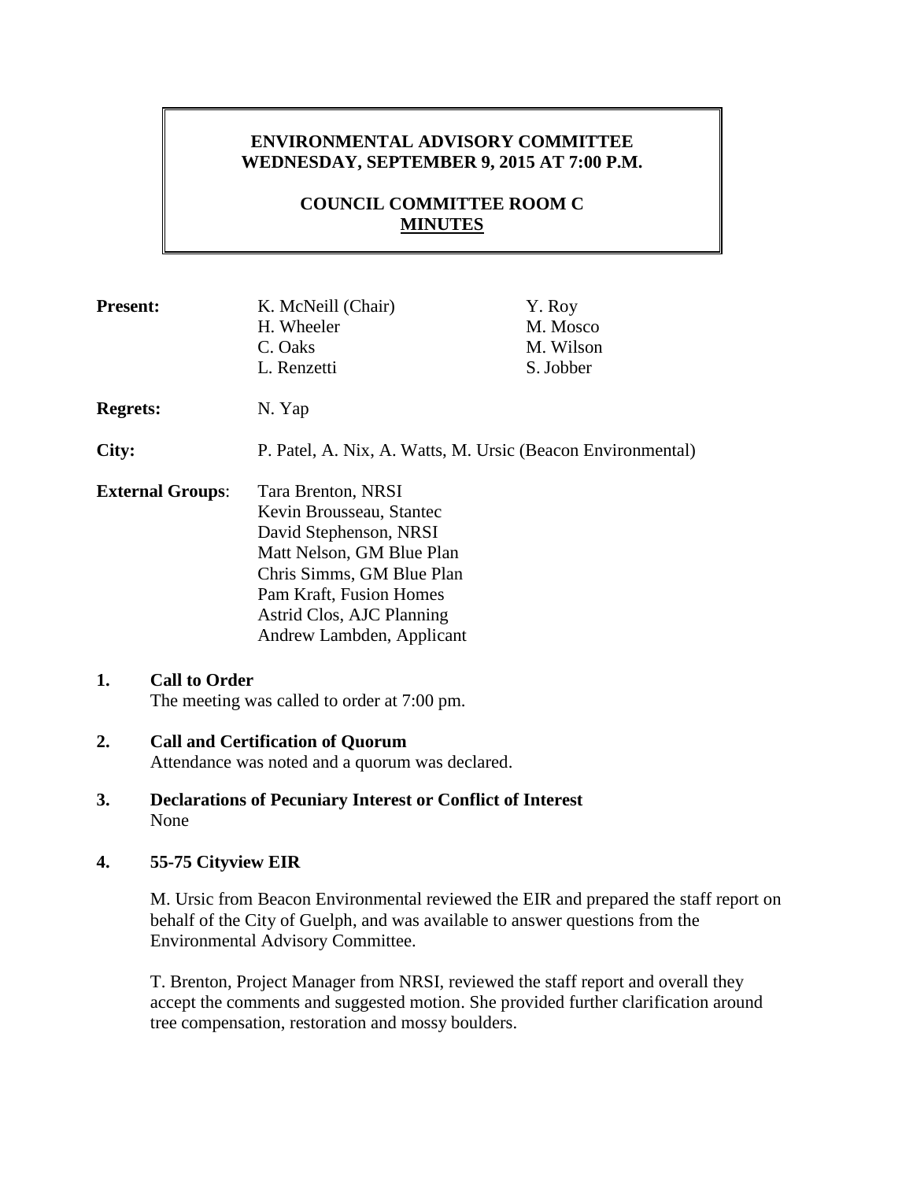**ENVIRONMENTAL ADVISORY COMMITTEE**
**WEDNESDAY, SEPTEMBER 9, 2015 AT 7:00 P.M.**

**COUNCIL COMMITTEE ROOM C**
**MINUTES**

| | | |
|---|---|---|
| **Present:** | K. McNeill (Chair) | Y. Roy |
| | H. Wheeler | M. Mosco |
| | C. Oaks | M. Wilson |
| | L. Renzetti | S. Jobber |

**Regrets:** N. Yap

**City:** P. Patel, A. Nix, A. Watts, M. Ursic (Beacon Environmental)

**External Groups**:
Tara Brenton, NRSI
Kevin Brousseau, Stantec
David Stephenson, NRSI
Matt Nelson, GM Blue Plan
Chris Simms, GM Blue Plan
Pam Kraft, Fusion Homes
Astrid Clos, AJC Planning
Andrew Lambden, Applicant

**1. Call to Order**
The meeting was called to order at 7:00 pm.

**2. Call and Certification of Quorum**
Attendance was noted and a quorum was declared.

**3. Declarations of Pecuniary Interest or Conflict of Interest**
None

**4. 55-75 Cityview EIR**

M. Ursic from Beacon Environmental reviewed the EIR and prepared the staff report on behalf of the City of Guelph, and was available to answer questions from the Environmental Advisory Committee.

T. Brenton, Project Manager from NRSI, reviewed the staff report and overall they accept the comments and suggested motion. She provided further clarification around tree compensation, restoration and mossy boulders.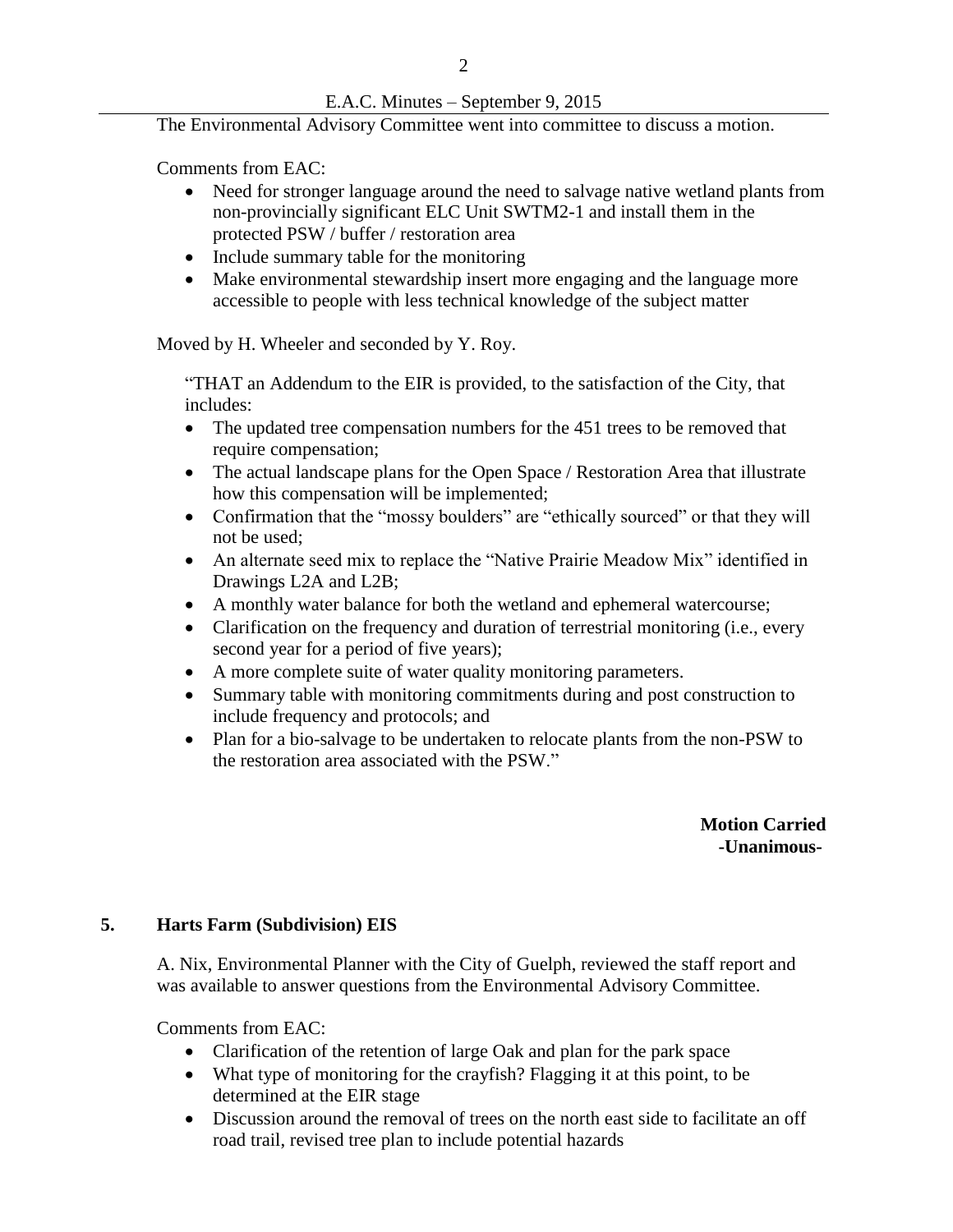The Environmental Advisory Committee went into committee to discuss a motion.

Comments from EAC:

- Need for stronger language around the need to salvage native wetland plants from non-provincially significant ELC Unit SWTM2-1 and install them in the protected PSW / buffer / restoration area
- Include summary table for the monitoring
- Make environmental stewardship insert more engaging and the language more accessible to people with less technical knowledge of the subject matter

Moved by H. Wheeler and seconded by Y. Roy.

"THAT an Addendum to the EIR is provided, to the satisfaction of the City, that includes:

- The updated tree compensation numbers for the 451 trees to be removed that require compensation;
- The actual landscape plans for the Open Space / Restoration Area that illustrate how this compensation will be implemented;
- Confirmation that the "mossy boulders" are "ethically sourced" or that they will not be used;
- An alternate seed mix to replace the "Native Prairie Meadow Mix" identified in Drawings L2A and L2B;
- A monthly water balance for both the wetland and ephemeral watercourse;
- Clarification on the frequency and duration of terrestrial monitoring (i.e., every second year for a period of five years);
- A more complete suite of water quality monitoring parameters.
- Summary table with monitoring commitments during and post construction to include frequency and protocols; and
- Plan for a bio-salvage to be undertaken to relocate plants from the non-PSW to the restoration area associated with the PSW."

**Motion Carried**
**-Unanimous-**

## 5. Harts Farm (Subdivision) EIS

A. Nix, Environmental Planner with the City of Guelph, reviewed the staff report and was available to answer questions from the Environmental Advisory Committee.

Comments from EAC:

- Clarification of the retention of large Oak and plan for the park space
- What type of monitoring for the crayfish? Flagging it at this point, to be determined at the EIR stage
- Discussion around the removal of trees on the north east side to facilitate an off road trail, revised tree plan to include potential hazards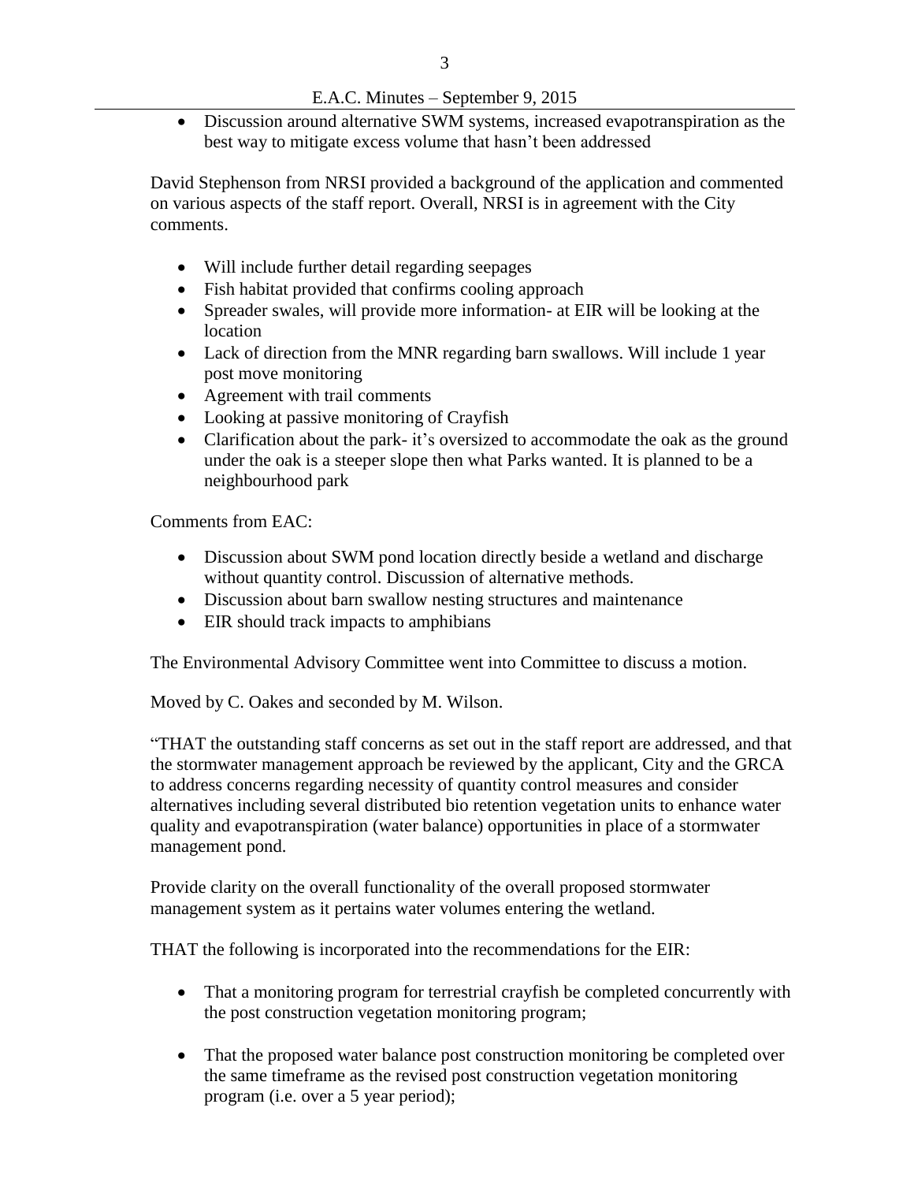- Discussion around alternative SWM systems, increased evapotranspiration as the best way to mitigate excess volume that hasn't been addressed

David Stephenson from NRSI provided a background of the application and commented on various aspects of the staff report. Overall, NRSI is in agreement with the City comments.

- Will include further detail regarding seepages
- Fish habitat provided that confirms cooling approach
- Spreader swales, will provide more information- at EIR will be looking at the location
- Lack of direction from the MNR regarding barn swallows. Will include 1 year post move monitoring
- Agreement with trail comments
- Looking at passive monitoring of Crayfish
- Clarification about the park- it's oversized to accommodate the oak as the ground under the oak is a steeper slope then what Parks wanted. It is planned to be a neighbourhood park

Comments from EAC:

- Discussion about SWM pond location directly beside a wetland and discharge without quantity control. Discussion of alternative methods.
- Discussion about barn swallow nesting structures and maintenance
- EIR should track impacts to amphibians

The Environmental Advisory Committee went into Committee to discuss a motion.

Moved by C. Oakes and seconded by M. Wilson.

"THAT the outstanding staff concerns as set out in the staff report are addressed, and that the stormwater management approach be reviewed by the applicant, City and the GRCA to address concerns regarding necessity of quantity control measures and consider alternatives including several distributed bio retention vegetation units to enhance water quality and evapotranspiration (water balance) opportunities in place of a stormwater management pond.

Provide clarity on the overall functionality of the overall proposed stormwater management system as it pertains water volumes entering the wetland.

THAT the following is incorporated into the recommendations for the EIR:

- That a monitoring program for terrestrial crayfish be completed concurrently with the post construction vegetation monitoring program;

- That the proposed water balance post construction monitoring be completed over the same timeframe as the revised post construction vegetation monitoring program (i.e. over a 5 year period);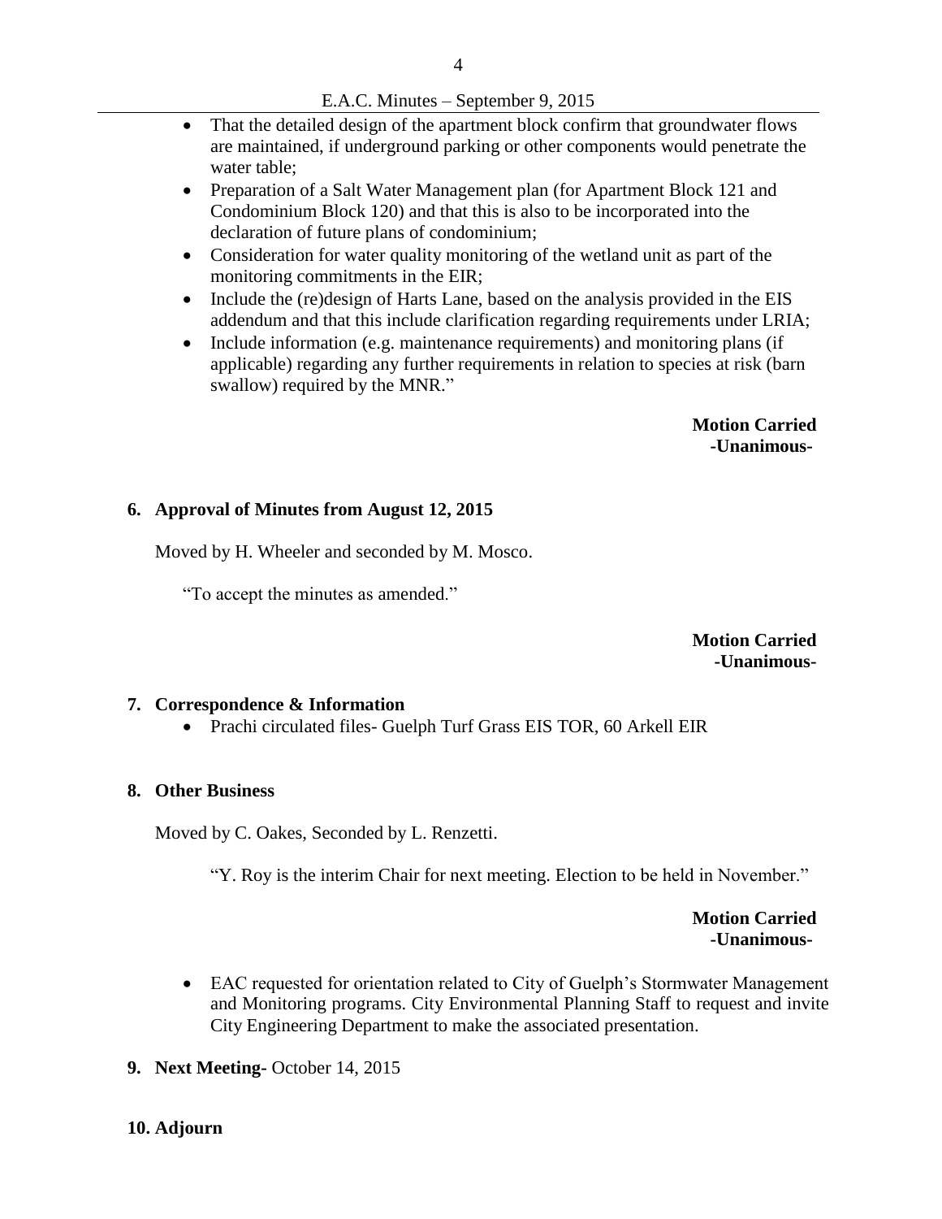- That the detailed design of the apartment block confirm that groundwater flows are maintained, if underground parking or other components would penetrate the water table;
- Preparation of a Salt Water Management plan (for Apartment Block 121 and Condominium Block 120) and that this is also to be incorporated into the declaration of future plans of condominium;
- Consideration for water quality monitoring of the wetland unit as part of the monitoring commitments in the EIR;
- Include the (re)design of Harts Lane, based on the analysis provided in the EIS addendum and that this include clarification regarding requirements under LRIA;
- Include information (e.g. maintenance requirements) and monitoring plans (if applicable) regarding any further requirements in relation to species at risk (barn swallow) required by the MNR."

**Motion Carried**
**-Unanimous-**

## 6. Approval of Minutes from August 12, 2015

Moved by H. Wheeler and seconded by M. Mosco.

"To accept the minutes as amended."

**Motion Carried**
**-Unanimous-**

## 7. Correspondence & Information

- Prachi circulated files- Guelph Turf Grass EIS TOR, 60 Arkell EIR

## 8. Other Business

Moved by C. Oakes, Seconded by L. Renzetti.

"Y. Roy is the interim Chair for next meeting. Election to be held in November."

**Motion Carried**
**-Unanimous-**

- EAC requested for orientation related to City of Guelph's Stormwater Management and Monitoring programs. City Environmental Planning Staff to request and invite City Engineering Department to make the associated presentation.

## 9. Next Meeting- October 14, 2015

## 10. Adjourn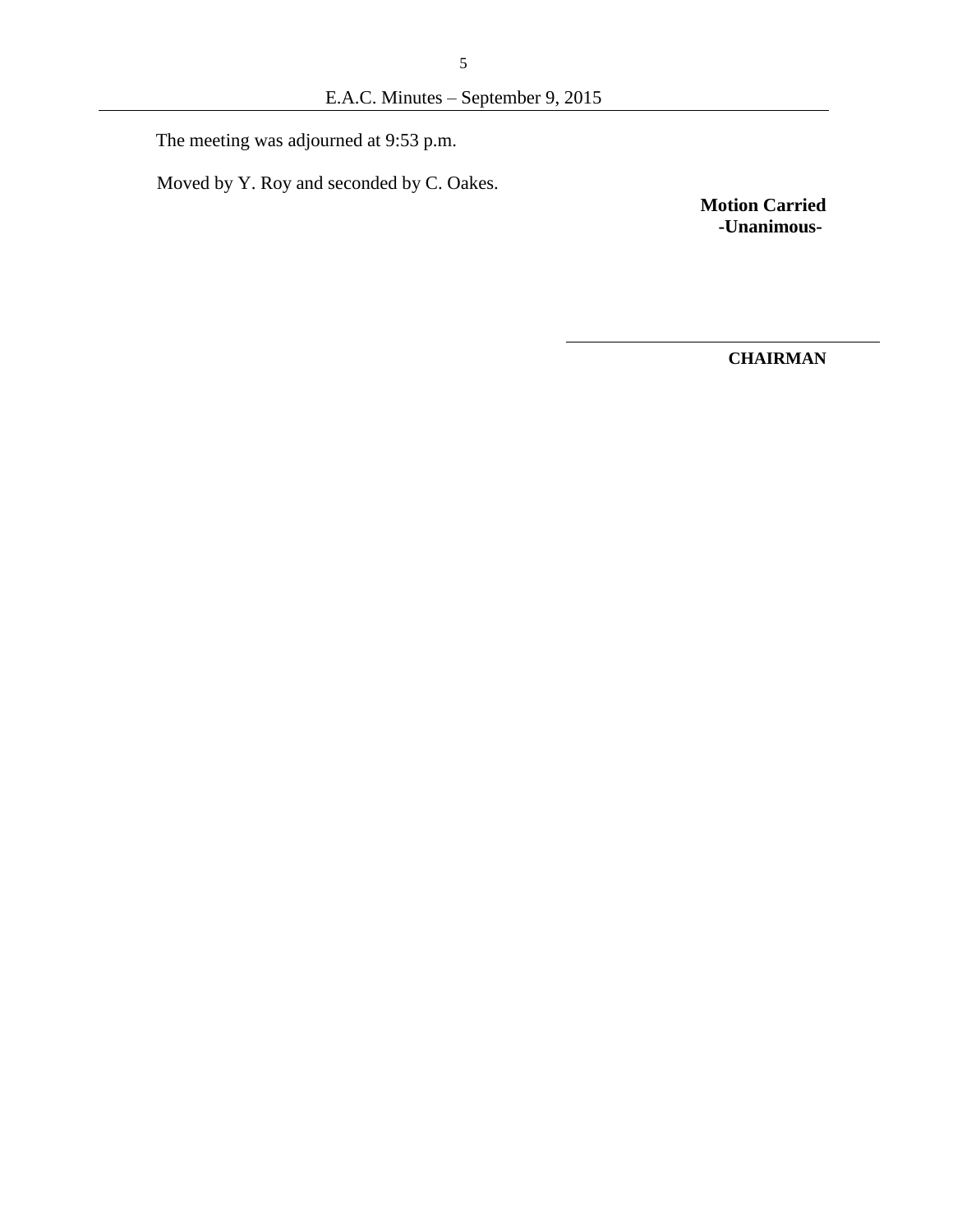The meeting was adjourned at 9:53 p.m.

Moved by Y. Roy and seconded by C. Oakes.

**Motion Carried**
**-Unanimous-**

\_\_\_\_\_\_\_\_\_\_\_\_\_\_\_\_\_\_\_\_\_\_\_\_\_\_\_\_\_\_

**CHAIRMAN**